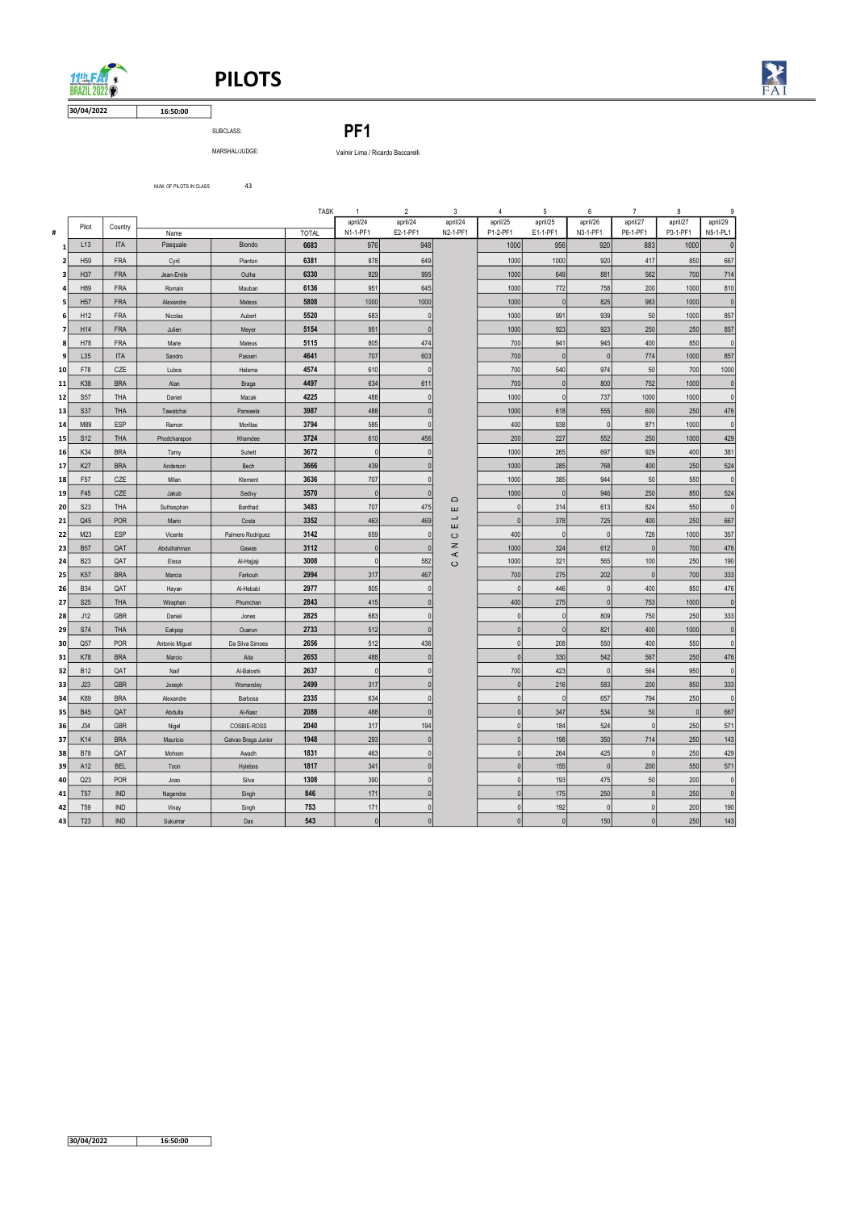# PILOTS

30/04/2022 | 16:50:00

SUBCLASS: **PF1**

MARSHAL/JUDGE: Valmir Lima / Ricardo Baccarelli

NUM. OF PILOTS IN CLASS: 43

| # | Pilot | Country | Name | | TOTAL | 1 april/24 N1-1-PF1 | 2 april/24 E2-1-PF1 | 3 april/24 N2-1-PF1 | 4 april/25 P1-2-PF1 | 5 april/25 E1-1-PF1 | 6 april/26 N3-1-PF1 | 7 april/27 P6-1-PF1 | 8 april/27 P3-1-PF1 | 9 april/29 N5-1-PL1 |
|---|---|---|---|---|---|---|---|---|---|---|---|---|---|---|
| 1 | L13 | ITA | Pasquale | Biondo | 6683 | 976 | 948 | CANCELED | 1000 | 956 | 920 | 883 | 1000 | 0 |
| 2 | H59 | FRA | Cyril | Planton | 6381 | 878 | 649 | | 1000 | 1000 | 920 | 417 | 850 | 667 |
| 3 | H37 | FRA | Jean-Emile | Oulha | 6330 | 829 | 995 | | 1000 | 649 | 881 | 562 | 700 | 714 |
| 4 | H89 | FRA | Romain | Mauban | 6136 | 951 | 645 | | 1000 | 772 | 758 | 200 | 1000 | 810 |
| 5 | H57 | FRA | Alexandre | Mateos | 5808 | 1000 | 1000 | | 1000 | 0 | 825 | 983 | 1000 | 0 |
| 6 | H12 | FRA | Nicolas | Aubert | 5520 | 683 | 0 | | 1000 | 991 | 939 | 50 | 1000 | 857 |
| 7 | H14 | FRA | Julien | Meyer | 5154 | 951 | 0 | | 1000 | 923 | 923 | 250 | 250 | 857 |
| 8 | H78 | FRA | Marie | Mateos | 5115 | 805 | 474 | | 700 | 941 | 945 | 400 | 850 | 0 |
| 9 | L35 | ITA | Sandro | Passeri | 4641 | 707 | 603 | | 700 | 0 | 0 | 774 | 1000 | 857 |
| 10 | F78 | CZE | Lubos | Halama | 4574 | 610 | 0 | | 700 | 540 | 974 | 50 | 700 | 1000 |
| 11 | K38 | BRA | Alan | Braga | 4497 | 634 | 611 | | 700 | 0 | 800 | 752 | 1000 | 0 |
| 12 | S57 | THA | Daniel | Macak | 4225 | 488 | 0 | | 1000 | 0 | 737 | 1000 | 1000 | 0 |
| 13 | S37 | THA | Tawatchai | Panseela | 3987 | 488 | 0 | | 1000 | 618 | 555 | 600 | 250 | 476 |
| 14 | M89 | ESP | Ramon | Morillas | 3794 | 585 | 0 | | 400 | 938 | 0 | 871 | 1000 | 0 |
| 15 | S12 | THA | Phodcharapon | Khamdee | 3724 | 610 | 456 | | 200 | 227 | 552 | 250 | 1000 | 429 |
| 16 | K34 | BRA | Tamy | Suhett | 3672 | 0 | 0 | | 1000 | 265 | 697 | 929 | 400 | 381 |
| 17 | K27 | BRA | Anderson | Bech | 3666 | 439 | 0 | | 1000 | 285 | 768 | 400 | 250 | 524 |
| 18 | F57 | CZE | Milan | Klement | 3636 | 707 | 0 | | 1000 | 385 | 944 | 50 | 550 | 0 |
| 19 | F45 | CZE | Jakub | Sedivy | 3570 | 0 | 0 | | 1000 | 0 | 946 | 250 | 850 | 524 |
| 20 | S23 | THA | Suthasphan | Banthad | 3483 | 707 | 475 | | 0 | 314 | 613 | 824 | 550 | 0 |
| 21 | Q45 | POR | Mario | Costa | 3352 | 463 | 469 | | 0 | 378 | 725 | 400 | 250 | 667 |
| 22 | M23 | ESP | Vicente | Palmero Rodriguez | 3142 | 659 | 0 | | 400 | 0 | 0 | 726 | 1000 | 357 |
| 23 | B57 | QAT | Abdullrahman | Gawas | 3112 | 0 | 0 | | 1000 | 324 | 612 | 0 | 700 | 476 |
| 24 | B23 | QAT | Eissa | Al-Hajjaji | 3008 | 0 | 582 | | 1000 | 321 | 565 | 100 | 250 | 190 |
| 25 | K57 | BRA | Marcia | Farkouh | 2994 | 317 | 467 | | 700 | 275 | 202 | 0 | 700 | 333 |
| 26 | B34 | QAT | Hayan | Al-Hebabi | 2977 | 805 | 0 | | 0 | 446 | 0 | 400 | 850 | 476 |
| 27 | S25 | THA | Wiraphan | Phumchan | 2843 | 415 | 0 | | 400 | 275 | 0 | 753 | 1000 | 0 |
| 28 | J12 | GBR | Daniel | Jones | 2825 | 683 | 0 | | 0 | 0 | 809 | 750 | 250 | 333 |
| 29 | S74 | THA | Eakpop | Ouarun | 2733 | 512 | 0 | | 0 | 0 | 821 | 400 | 1000 | 0 |
| 30 | Q57 | POR | Antonio Miguel | Da Silva Simoes | 2656 | 512 | 436 | | 0 | 208 | 550 | 400 | 550 | 0 |
| 31 | K78 | BRA | Marcio | Aita | 2653 | 488 | 0 | | 0 | 330 | 542 | 567 | 250 | 476 |
| 32 | B12 | QAT | Naif | Al-Baloshi | 2637 | 0 | 0 | | 700 | 423 | 0 | 564 | 950 | 0 |
| 33 | J23 | GBR | Joseph | Womersley | 2499 | 317 | 0 | | 0 | 216 | 583 | 200 | 850 | 333 |
| 34 | K89 | BRA | Alexandre | Barbosa | 2335 | 634 | 0 | | 0 | 0 | 657 | 794 | 250 | 0 |
| 35 | B45 | QAT | Abdulla | Al-Nasr | 2086 | 488 | 0 | | 0 | 347 | 534 | 50 | 0 | 667 |
| 36 | J34 | GBR | Nigel | COSBIE-ROSS | 2040 | 317 | 194 | | 0 | 184 | 524 | 0 | 250 | 571 |
| 37 | K14 | BRA | Mauricio | Galvao Braga Junior | 1948 | 293 | 0 | | 0 | 198 | 350 | 714 | 250 | 143 |
| 38 | B78 | QAT | Mohsen | Awadh | 1831 | 463 | 0 | | 0 | 264 | 425 | 0 | 250 | 429 |
| 39 | A12 | BEL | Toon | Hylebos | 1817 | 341 | 0 | | 0 | 155 | 0 | 200 | 550 | 571 |
| 40 | Q23 | POR | Joao | Silva | 1308 | 390 | 0 | | 0 | 193 | 475 | 50 | 200 | 0 |
| 41 | T57 | IND | Nagendra | Singh | 846 | 171 | 0 | | 0 | 175 | 250 | 0 | 250 | 0 |
| 42 | T59 | IND | Vinay | Singh | 753 | 171 | 0 | | 0 | 192 | 0 | 0 | 200 | 190 |
| 43 | T23 | IND | Sukumar | Das | 543 | 0 | 0 | | 0 | 0 | 150 | 0 | 250 | 143 |

30/04/2022 | 16:50:00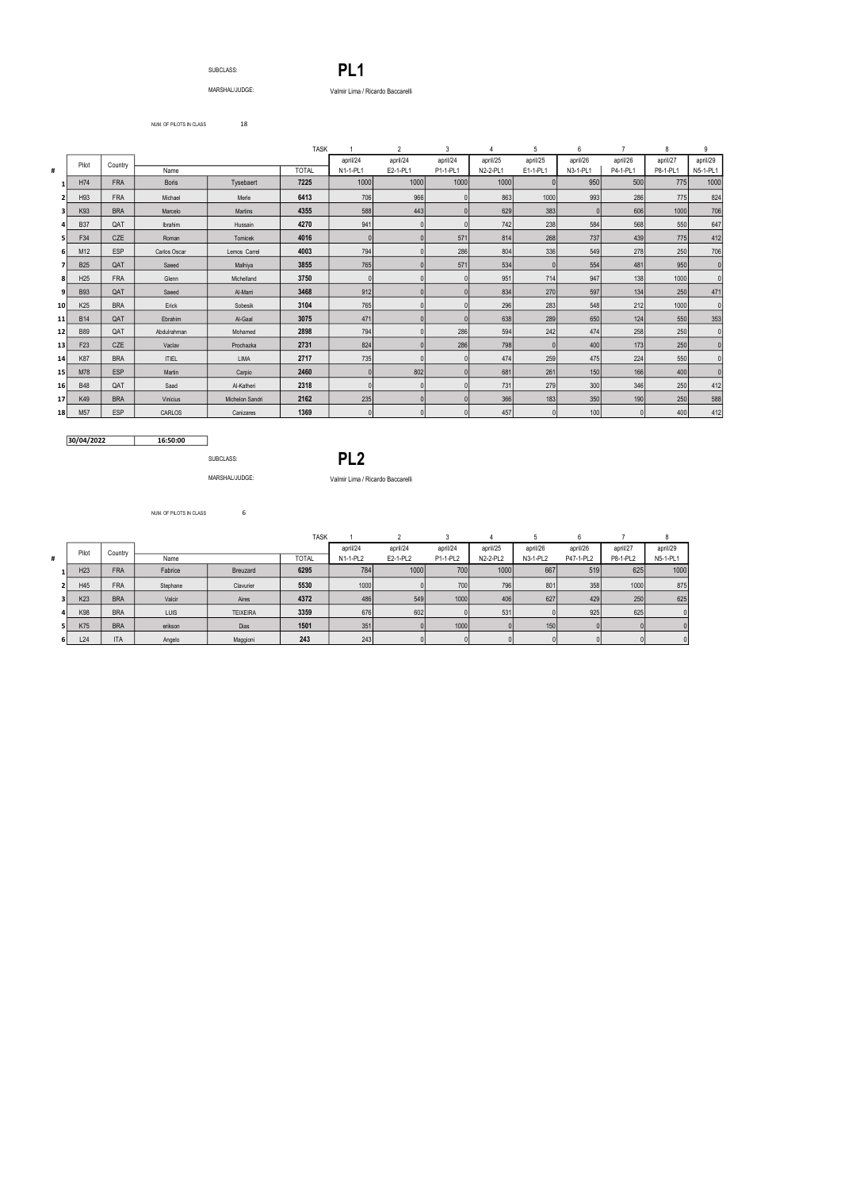SUBCLASS: **PL1**

MARSHAL/JUDGE: Valmir Lima / Ricardo Baccarelli

NUM. OF PILOTS IN CLASS 18

| # | Pilot | Country | Name | | TOTAL | TASK 1 april/24 N1-1-PL1 | 2 april/24 E2-1-PL1 | 3 april/24 P1-1-PL1 | 4 april/25 N2-2-PL1 | 5 april/25 E1-1-PL1 | 6 april/26 N3-1-PL1 | 7 april/26 P4-1-PL1 | 8 april/27 P8-1-PL1 | 9 april/29 N5-1-PL1 |
|---|---|---|---|---|---|---|---|---|---|---|---|---|---|---|
| 1 | H74 | FRA | Boris | Tysebaert | 7225 | 1000 | 1000 | 1000 | 1000 | 0 | 950 | 500 | 775 | 1000 |
| 2 | H93 | FRA | Michael | Merle | 6413 | 706 | 966 | 0 | 863 | 1000 | 993 | 286 | 775 | 824 |
| 3 | K93 | BRA | Marcelo | Martins | 4355 | 588 | 443 | 0 | 629 | 383 | 0 | 606 | 1000 | 706 |
| 4 | B37 | QAT | Ibrahim | Hussain | 4270 | 941 | 0 | 0 | 742 | 238 | 584 | 568 | 550 | 647 |
| 5 | F34 | CZE | Roman | Tomicek | 4016 | 0 | 0 | 571 | 814 | 268 | 737 | 439 | 775 | 412 |
| 6 | M12 | ESP | Carlos Oscar | Lemos Carrel | 4003 | 794 | 0 | 286 | 804 | 336 | 549 | 278 | 250 | 706 |
| 7 | B25 | QAT | Saeed | Malhiya | 3855 | 765 | 0 | 571 | 534 | 0 | 554 | 481 | 950 | 0 |
| 8 | H25 | FRA | Glenn | Michelland | 3750 | 0 | 0 | 0 | 951 | 714 | 947 | 138 | 1000 | 0 |
| 9 | B93 | QAT | Saeed | Al-Marri | 3468 | 912 | 0 | 0 | 834 | 270 | 597 | 134 | 250 | 471 |
| 10 | K25 | BRA | Erick | Sobesik | 3104 | 765 | 0 | 0 | 296 | 283 | 548 | 212 | 1000 | 0 |
| 11 | B14 | QAT | Ebrahim | Al-Gaal | 3075 | 471 | 0 | 0 | 638 | 289 | 650 | 124 | 550 | 353 |
| 12 | B89 | QAT | Abdulrahman | Mohamed | 2898 | 794 | 0 | 286 | 594 | 242 | 474 | 258 | 250 | 0 |
| 13 | F23 | CZE | Vaclav | Prochazka | 2731 | 824 | 0 | 286 | 798 | 0 | 400 | 173 | 250 | 0 |
| 14 | K87 | BRA | ITIEL | LIMA | 2717 | 735 | 0 | 0 | 474 | 259 | 475 | 224 | 550 | 0 |
| 15 | M78 | ESP | Martin | Carpio | 2460 | 0 | 802 | 0 | 681 | 261 | 150 | 166 | 400 | 0 |
| 16 | B48 | QAT | Saad | Al-Katheri | 2318 | 0 | 0 | 0 | 731 | 279 | 300 | 346 | 250 | 412 |
| 17 | K49 | BRA | Vinicius | Michelon Sandri | 2162 | 235 | 0 | 0 | 366 | 183 | 350 | 190 | 250 | 588 |
| 18 | M57 | ESP | CARLOS | Canizares | 1369 | 0 | 0 | 0 | 457 | 0 | 100 | 0 | 400 | 412 |

30/04/2022 16:50:00

SUBCLASS: **PL2**

MARSHAL/JUDGE: Valmir Lima / Ricardo Baccarelli

NUM. OF PILOTS IN CLASS 6

| # | Pilot | Country | Name | | TOTAL | TASK 1 april/24 N1-1-PL2 | 2 april/24 E2-1-PL2 | 3 april/24 P1-1-PL2 | 4 april/25 N2-2-PL2 | 5 april/26 N3-1-PL2 | 6 april/26 P47-1-PL2 | 7 april/27 P8-1-PL2 | 8 april/29 N5-1-PL1 |
|---|---|---|---|---|---|---|---|---|---|---|---|---|---|
| 1 | H23 | FRA | Fabrice | Breuzard | 6295 | 784 | 1000 | 700 | 1000 | 667 | 519 | 625 | 1000 |
| 2 | H45 | FRA | Stephane | Clavurier | 5530 | 1000 | 0 | 700 | 796 | 801 | 358 | 1000 | 875 |
| 3 | K23 | BRA | Valcir | Aires | 4372 | 486 | 549 | 1000 | 406 | 627 | 429 | 250 | 625 |
| 4 | K98 | BRA | LUIS | TEIXEIRA | 3359 | 676 | 602 | 0 | 531 | 0 | 925 | 625 | 0 |
| 5 | K75 | BRA | erikson | Dias | 1501 | 351 | 0 | 1000 | 0 | 150 | 0 | 0 | 0 |
| 6 | L24 | ITA | Angelo | Maggioni | 243 | 243 | 0 | 0 | 0 | 0 | 0 | 0 | 0 |